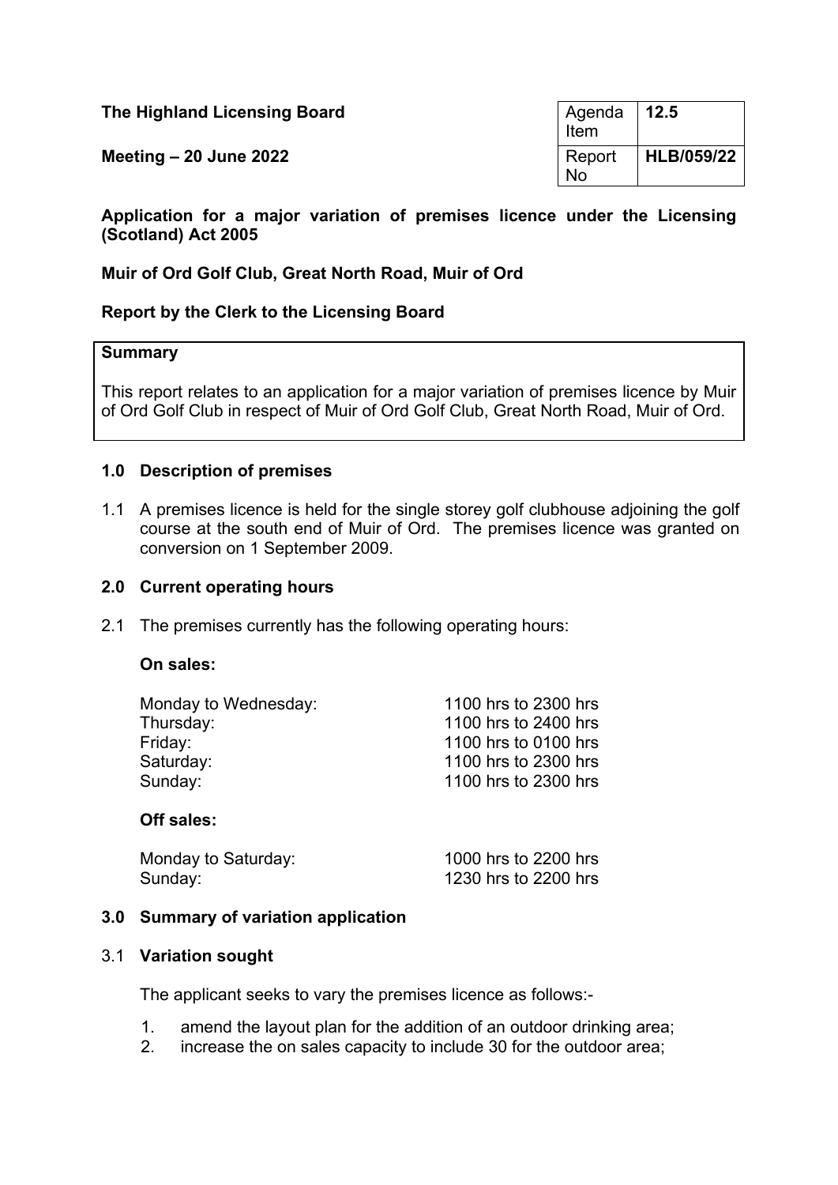**The Highland Licensing Board**

**Meeting – 20 June 2022**

| | |
|---|---|
| Agenda Item | **12.5** |
| Report No | **HLB/059/22** |

**Application for a major variation of premises licence under the Licensing (Scotland) Act 2005**

**Muir of Ord Golf Club, Great North Road, Muir of Ord**

**Report by the Clerk to the Licensing Board**

**Summary**

This report relates to an application for a major variation of premises licence by Muir of Ord Golf Club in respect of Muir of Ord Golf Club, Great North Road, Muir of Ord.

## 1.0 Description of premises

1.1 A premises licence is held for the single storey golf clubhouse adjoining the golf course at the south end of Muir of Ord. The premises licence was granted on conversion on 1 September 2009.

## 2.0 Current operating hours

2.1 The premises currently has the following operating hours:

**On sales:**

| | |
|---|---|
| Monday to Wednesday: | 1100 hrs to 2300 hrs |
| Thursday: | 1100 hrs to 2400 hrs |
| Friday: | 1100 hrs to 0100 hrs |
| Saturday: | 1100 hrs to 2300 hrs |
| Sunday: | 1100 hrs to 2300 hrs |

**Off sales:**

| | |
|---|---|
| Monday to Saturday: | 1000 hrs to 2200 hrs |
| Sunday: | 1230 hrs to 2200 hrs |

## 3.0 Summary of variation application

3.1 **Variation sought**

The applicant seeks to vary the premises licence as follows:-

1. amend the layout plan for the addition of an outdoor drinking area;
2. increase the on sales capacity to include 30 for the outdoor area;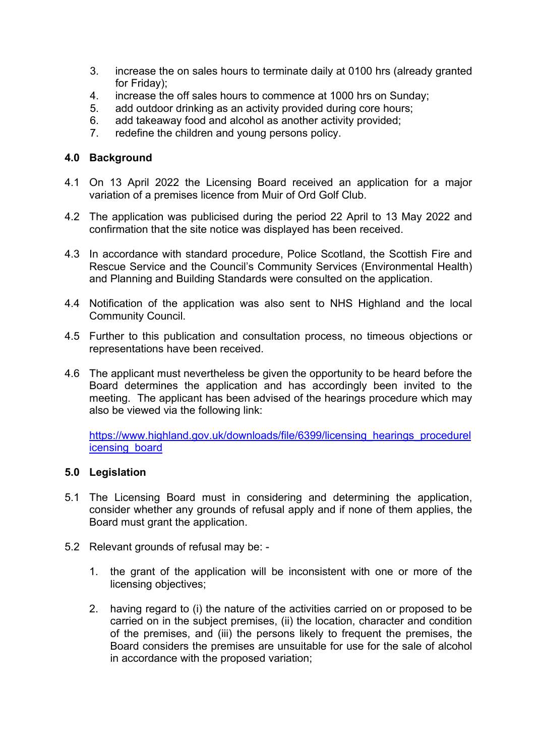3. increase the on sales hours to terminate daily at 0100 hrs (already granted for Friday);
4. increase the off sales hours to commence at 1000 hrs on Sunday;
5. add outdoor drinking as an activity provided during core hours;
6. add takeaway food and alcohol as another activity provided;
7. redefine the children and young persons policy.

## 4.0 Background

4.1 On 13 April 2022 the Licensing Board received an application for a major variation of a premises licence from Muir of Ord Golf Club.

4.2 The application was publicised during the period 22 April to 13 May 2022 and confirmation that the site notice was displayed has been received.

4.3 In accordance with standard procedure, Police Scotland, the Scottish Fire and Rescue Service and the Council's Community Services (Environmental Health) and Planning and Building Standards were consulted on the application.

4.4 Notification of the application was also sent to NHS Highland and the local Community Council.

4.5 Further to this publication and consultation process, no timeous objections or representations have been received.

4.6 The applicant must nevertheless be given the opportunity to be heard before the Board determines the application and has accordingly been invited to the meeting. The applicant has been advised of the hearings procedure which may also be viewed via the following link:

[https://www.highland.gov.uk/downloads/file/6399/licensing_hearings_procedurelicensing_board](https://www.highland.gov.uk/downloads/file/6399/licensing_hearings_procedurelicensing_board)

## 5.0 Legislation

5.1 The Licensing Board must in considering and determining the application, consider whether any grounds of refusal apply and if none of them applies, the Board must grant the application.

5.2 Relevant grounds of refusal may be: -

1. the grant of the application will be inconsistent with one or more of the licensing objectives;

2. having regard to (i) the nature of the activities carried on or proposed to be carried on in the subject premises, (ii) the location, character and condition of the premises, and (iii) the persons likely to frequent the premises, the Board considers the premises are unsuitable for use for the sale of alcohol in accordance with the proposed variation;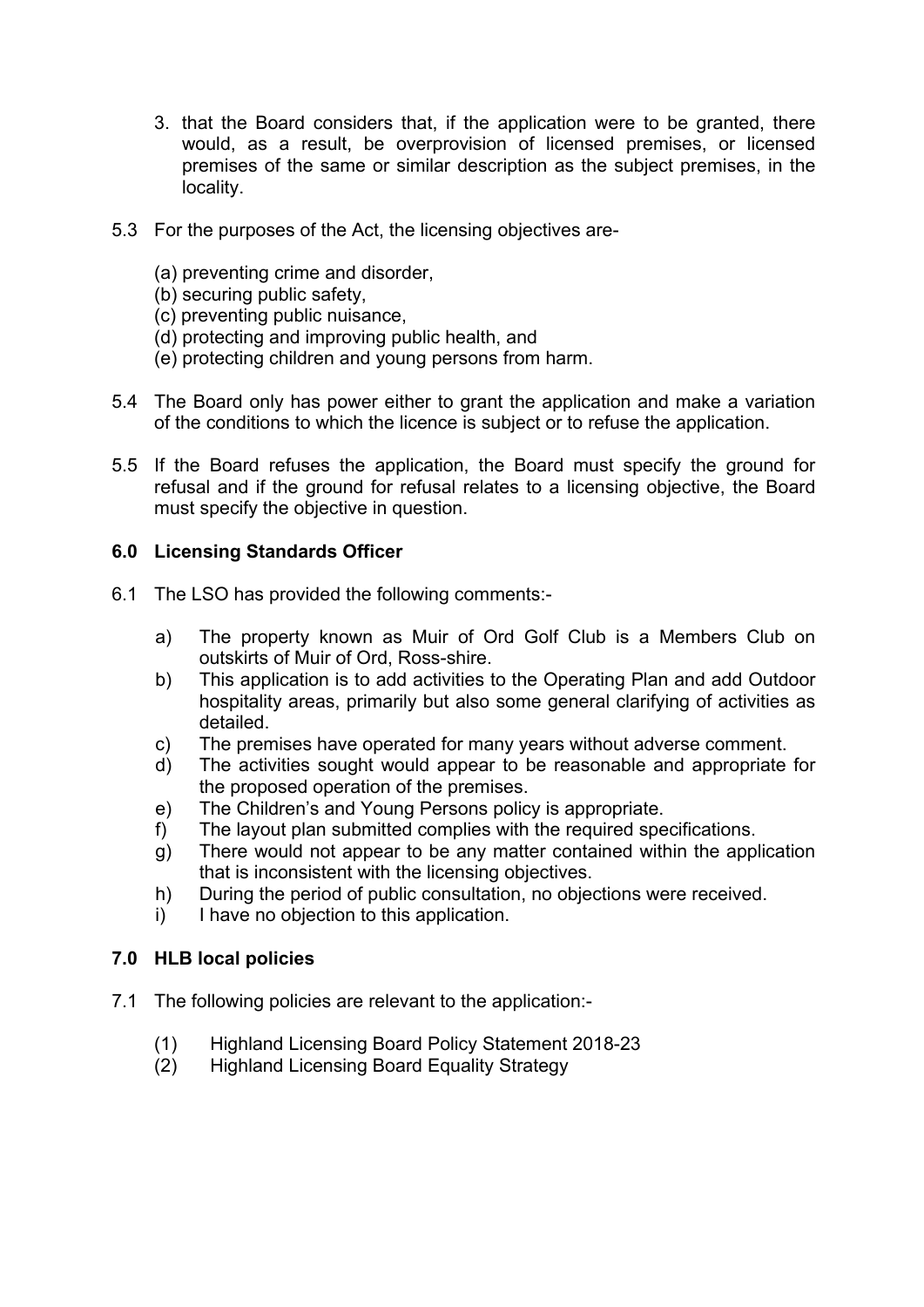3. that the Board considers that, if the application were to be granted, there would, as a result, be overprovision of licensed premises, or licensed premises of the same or similar description as the subject premises, in the locality.

5.3 For the purposes of the Act, the licensing objectives are-

(a) preventing crime and disorder,
(b) securing public safety,
(c) preventing public nuisance,
(d) protecting and improving public health, and
(e) protecting children and young persons from harm.

5.4 The Board only has power either to grant the application and make a variation of the conditions to which the licence is subject or to refuse the application.

5.5 If the Board refuses the application, the Board must specify the ground for refusal and if the ground for refusal relates to a licensing objective, the Board must specify the objective in question.

## 6.0 Licensing Standards Officer

6.1 The LSO has provided the following comments:-

a) The property known as Muir of Ord Golf Club is a Members Club on outskirts of Muir of Ord, Ross-shire.
b) This application is to add activities to the Operating Plan and add Outdoor hospitality areas, primarily but also some general clarifying of activities as detailed.
c) The premises have operated for many years without adverse comment.
d) The activities sought would appear to be reasonable and appropriate for the proposed operation of the premises.
e) The Children's and Young Persons policy is appropriate.
f) The layout plan submitted complies with the required specifications.
g) There would not appear to be any matter contained within the application that is inconsistent with the licensing objectives.
h) During the period of public consultation, no objections were received.
i) I have no objection to this application.

## 7.0 HLB local policies

7.1 The following policies are relevant to the application:-

(1) Highland Licensing Board Policy Statement 2018-23
(2) Highland Licensing Board Equality Strategy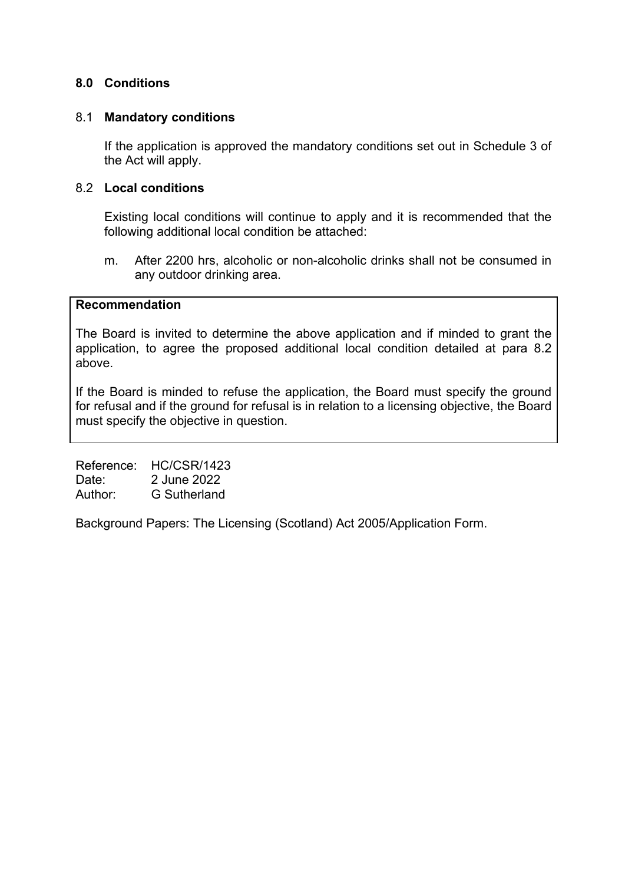## 8.0 Conditions

### 8.1 Mandatory conditions

If the application is approved the mandatory conditions set out in Schedule 3 of the Act will apply.

### 8.2 Local conditions

Existing local conditions will continue to apply and it is recommended that the following additional local condition be attached:

m. After 2200 hrs, alcoholic or non-alcoholic drinks shall not be consumed in any outdoor drinking area.

**Recommendation**

The Board is invited to determine the above application and if minded to grant the application, to agree the proposed additional local condition detailed at para 8.2 above.

If the Board is minded to refuse the application, the Board must specify the ground for refusal and if the ground for refusal is in relation to a licensing objective, the Board must specify the objective in question.

Reference: HC/CSR/1423
Date: 2 June 2022
Author: G Sutherland

Background Papers: The Licensing (Scotland) Act 2005/Application Form.